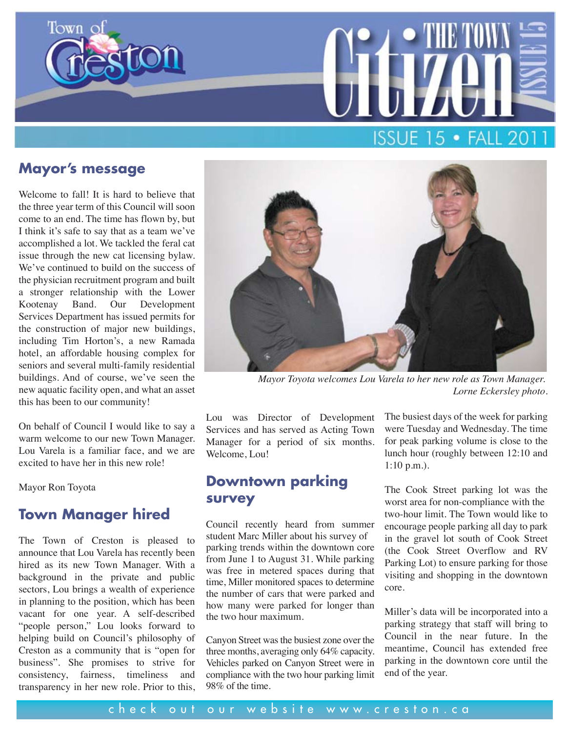# Town of Creston — THE TOWN Citizen — ISSUE 15

ISSUE 15 • FALL 2011

## Mayor's message

Welcome to fall! It is hard to believe that the three year term of this Council will soon come to an end. The time has flown by, but I think it's safe to say that as a team we've accomplished a lot. We tackled the feral cat issue through the new cat licensing bylaw. We've continued to build on the success of the physician recruitment program and built a stronger relationship with the Lower Kootenay Band. Our Development Services Department has issued permits for the construction of major new buildings, including Tim Horton's, a new Ramada hotel, an affordable housing complex for seniors and several multi-family residential buildings. And of course, we've seen the new aquatic facility open, and what an asset this has been to our community!

On behalf of Council I would like to say a warm welcome to our new Town Manager. Lou Varela is a familiar face, and we are excited to have her in this new role!

Mayor Ron Toyota

## Town Manager hired

The Town of Creston is pleased to announce that Lou Varela has recently been hired as its new Town Manager. With a background in the private and public sectors, Lou brings a wealth of experience in planning to the position, which has been vacant for one year. A self-described "people person," Lou looks forward to helping build on Council's philosophy of Creston as a community that is "open for business". She promises to strive for consistency, fairness, timeliness and transparency in her new role. Prior to this, Lou was Director of Development Services and has served as Acting Town Manager for a period of six months. Welcome, Lou!

*Mayor Toyota welcomes Lou Varela to her new role as Town Manager. Lorne Eckersley photo.*

## Downtown parking survey

Council recently heard from summer student Marc Miller about his survey of parking trends within the downtown core from June 1 to August 31. While parking was free in metered spaces during that time, Miller monitored spaces to determine the number of cars that were parked and how many were parked for longer than the two hour maximum.

Canyon Street was the busiest zone over the three months, averaging only 64% capacity. Vehicles parked on Canyon Street were in compliance with the two hour parking limit 98% of the time.

The busiest days of the week for parking were Tuesday and Wednesday. The time for peak parking volume is close to the lunch hour (roughly between 12:10 and 1:10 p.m.).

The Cook Street parking lot was the worst area for non-compliance with the two-hour limit. The Town would like to encourage people parking all day to park in the gravel lot south of Cook Street (the Cook Street Overflow and RV Parking Lot) to ensure parking for those visiting and shopping in the downtown core.

Miller's data will be incorporated into a parking strategy that staff will bring to Council in the near future. In the meantime, Council has extended free parking in the downtown core until the end of the year.

check out our website www.creston.ca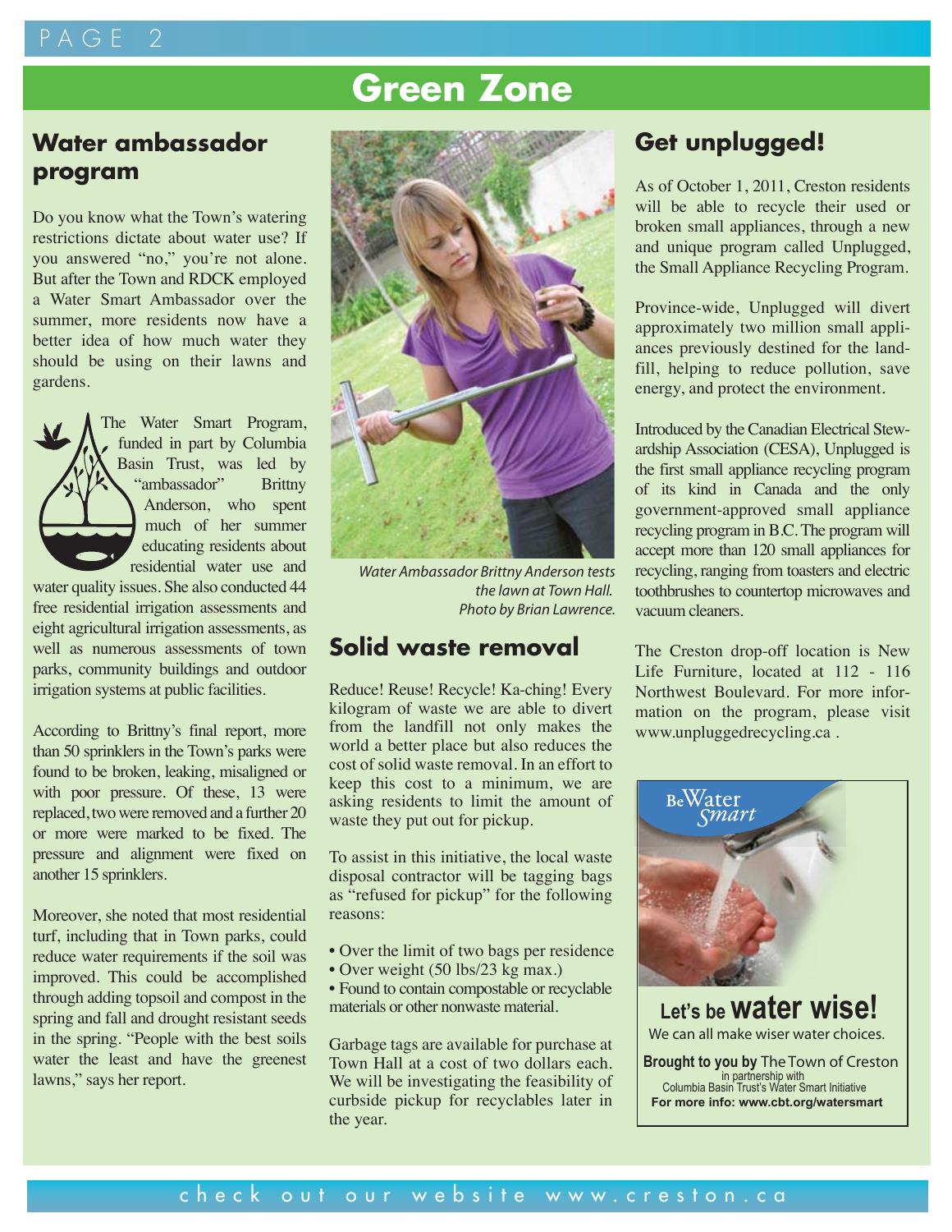# Green Zone

## Water ambassador program

Do you know what the Town's watering restrictions dictate about water use? If you answered "no," you're not alone. But after the Town and RDCK employed a Water Smart Ambassador over the summer, more residents now have a better idea of how much water they should be using on their lawns and gardens.

The Water Smart Program, funded in part by Columbia Basin Trust, was led by "ambassador" Brittny Anderson, who spent much of her summer educating residents about residential water use and water quality issues. She also conducted 44 free residential irrigation assessments and eight agricultural irrigation assessments, as well as numerous assessments of town parks, community buildings and outdoor irrigation systems at public facilities.

According to Brittny's final report, more than 50 sprinklers in the Town's parks were found to be broken, leaking, misaligned or with poor pressure. Of these, 13 were replaced, two were removed and a further 20 or more were marked to be fixed. The pressure and alignment were fixed on another 15 sprinklers.

Moreover, she noted that most residential turf, including that in Town parks, could reduce water requirements if the soil was improved. This could be accomplished through adding topsoil and compost in the spring and fall and drought resistant seeds in the spring. "People with the best soils water the least and have the greenest lawns," says her report.

*Water Ambassador Brittny Anderson tests the lawn at Town Hall. Photo by Brian Lawrence.*

## Solid waste removal

Reduce! Reuse! Recycle! Ka-ching! Every kilogram of waste we are able to divert from the landfill not only makes the world a better place but also reduces the cost of solid waste removal. In an effort to keep this cost to a minimum, we are asking residents to limit the amount of waste they put out for pickup.

To assist in this initiative, the local waste disposal contractor will be tagging bags as "refused for pickup" for the following reasons:

- Over the limit of two bags per residence
- Over weight (50 lbs/23 kg max.)
- Found to contain compostable or recyclable materials or other nonwaste material.

Garbage tags are available for purchase at Town Hall at a cost of two dollars each. We will be investigating the feasibility of curbside pickup for recyclables later in the year.

## Get unplugged!

As of October 1, 2011, Creston residents will be able to recycle their used or broken small appliances, through a new and unique program called Unplugged, the Small Appliance Recycling Program.

Province-wide, Unplugged will divert approximately two million small appliances previously destined for the landfill, helping to reduce pollution, save energy, and protect the environment.

Introduced by the Canadian Electrical Stewardship Association (CESA), Unplugged is the first small appliance recycling program of its kind in Canada and the only government-approved small appliance recycling program in B.C. The program will accept more than 120 small appliances for recycling, ranging from toasters and electric toothbrushes to countertop microwaves and vacuum cleaners.

The Creston drop-off location is New Life Furniture, located at 112 - 116 Northwest Boulevard. For more information on the program, please visit www.unpluggedrecycling.ca .

Be Water Smart

**Let's be water wise!**

We can all make wiser water choices.

**Brought to you by** The Town of Creston in partnership with Columbia Basin Trust's Water Smart Initiative

**For more info: www.cbt.org/watersmart**

check out our website www.creston.ca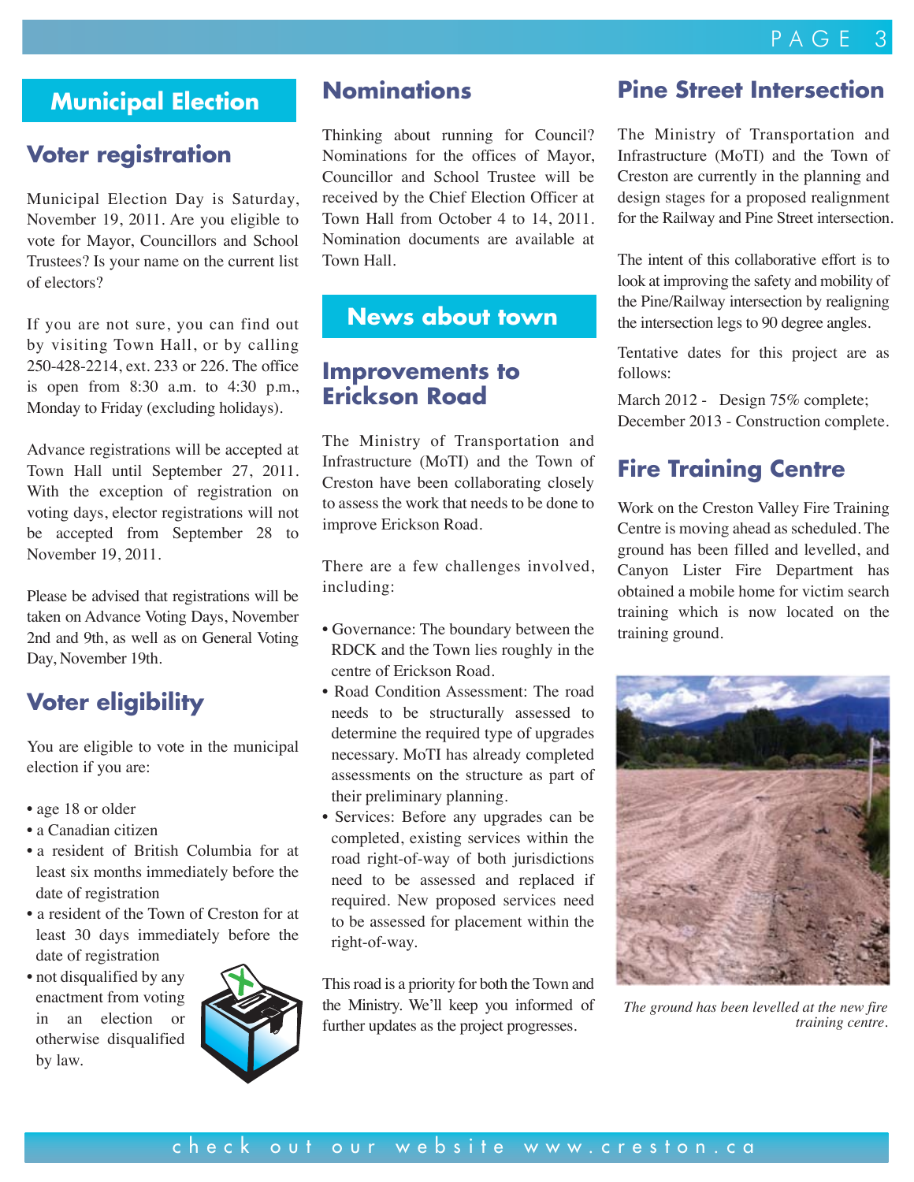# Municipal Election

## Voter registration

Municipal Election Day is Saturday, November 19, 2011. Are you eligible to vote for Mayor, Councillors and School Trustees? Is your name on the current list of electors?

If you are not sure, you can find out by visiting Town Hall, or by calling 250-428-2214, ext. 233 or 226. The office is open from 8:30 a.m. to 4:30 p.m., Monday to Friday (excluding holidays).

Advance registrations will be accepted at Town Hall until September 27, 2011. With the exception of registration on voting days, elector registrations will not be accepted from September 28 to November 19, 2011.

Please be advised that registrations will be taken on Advance Voting Days, November 2nd and 9th, as well as on General Voting Day, November 19th.

## Voter eligibility

You are eligible to vote in the municipal election if you are:

- age 18 or older
- a Canadian citizen
- a resident of British Columbia for at least six months immediately before the date of registration
- a resident of the Town of Creston for at least 30 days immediately before the date of registration
- not disqualified by any enactment from voting in an election or otherwise disqualified by law.

## Nominations

Thinking about running for Council? Nominations for the offices of Mayor, Councillor and School Trustee will be received by the Chief Election Officer at Town Hall from October 4 to 14, 2011. Nomination documents are available at Town Hall.

# News about town

## Improvements to Erickson Road

The Ministry of Transportation and Infrastructure (MoTI) and the Town of Creston have been collaborating closely to assess the work that needs to be done to improve Erickson Road.

There are a few challenges involved, including:

- Governance: The boundary between the RDCK and the Town lies roughly in the centre of Erickson Road.
- Road Condition Assessment: The road needs to be structurally assessed to determine the required type of upgrades necessary. MoTI has already completed assessments on the structure as part of their preliminary planning.
- Services: Before any upgrades can be completed, existing services within the road right-of-way of both jurisdictions need to be assessed and replaced if required. New proposed services need to be assessed for placement within the right-of-way.

This road is a priority for both the Town and the Ministry. We'll keep you informed of further updates as the project progresses.

## Pine Street Intersection

The Ministry of Transportation and Infrastructure (MoTI) and the Town of Creston are currently in the planning and design stages for a proposed realignment for the Railway and Pine Street intersection.

The intent of this collaborative effort is to look at improving the safety and mobility of the Pine/Railway intersection by realigning the intersection legs to 90 degree angles.

Tentative dates for this project are as follows:

March 2012 - Design 75% complete;
December 2013 - Construction complete.

## Fire Training Centre

Work on the Creston Valley Fire Training Centre is moving ahead as scheduled. The ground has been filled and levelled, and Canyon Lister Fire Department has obtained a mobile home for victim search training which is now located on the training ground.

*The ground has been levelled at the new fire training centre.*

check out our website www.creston.ca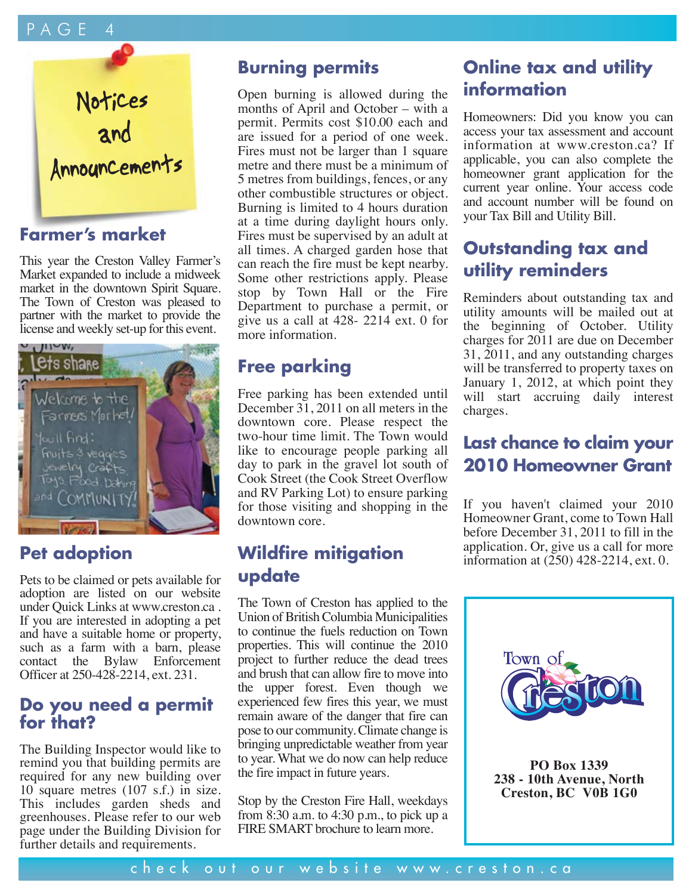# Notices and Announcements

## Farmer's market

This year the Creston Valley Farmer's Market expanded to include a midweek market in the downtown Spirit Square. The Town of Creston was pleased to partner with the market to provide the license and weekly set-up for this event.

## Pet adoption

Pets to be claimed or pets available for adoption are listed on our website under Quick Links at www.creston.ca . If you are interested in adopting a pet and have a suitable home or property, such as a farm with a barn, please contact the Bylaw Enforcement Officer at 250-428-2214, ext. 231.

## Do you need a permit for that?

The Building Inspector would like to remind you that building permits are required for any new building over 10 square metres (107 s.f.) in size. This includes garden sheds and greenhouses. Please refer to our web page under the Building Division for further details and requirements.

## Burning permits

Open burning is allowed during the months of April and October – with a permit. Permits cost $10.00 each and are issued for a period of one week. Fires must not be larger than 1 square metre and there must be a minimum of 5 metres from buildings, fences, or any other combustible structures or object. Burning is limited to 4 hours duration at a time during daylight hours only. Fires must be supervised by an adult at all times. A charged garden hose that can reach the fire must be kept nearby. Some other restrictions apply. Please stop by Town Hall or the Fire Department to purchase a permit, or give us a call at 428- 2214 ext. 0 for more information.

## Free parking

Free parking has been extended until December 31, 2011 on all meters in the downtown core. Please respect the two-hour time limit. The Town would like to encourage people parking all day to park in the gravel lot south of Cook Street (the Cook Street Overflow and RV Parking Lot) to ensure parking for those visiting and shopping in the downtown core.

## Wildfire mitigation update

The Town of Creston has applied to the Union of British Columbia Municipalities to continue the fuels reduction on Town properties. This will continue the 2010 project to further reduce the dead trees and brush that can allow fire to move into the upper forest. Even though we experienced few fires this year, we must remain aware of the danger that fire can pose to our community. Climate change is bringing unpredictable weather from year to year. What we do now can help reduce the fire impact in future years.

Stop by the Creston Fire Hall, weekdays from 8:30 a.m. to 4:30 p.m., to pick up a FIRE SMART brochure to learn more.

## Online tax and utility information

Homeowners: Did you know you can access your tax assessment and account information at www.creston.ca? If applicable, you can also complete the homeowner grant application for the current year online. Your access code and account number will be found on your Tax Bill and Utility Bill.

## Outstanding tax and utility reminders

Reminders about outstanding tax and utility amounts will be mailed out at the beginning of October. Utility charges for 2011 are due on December 31, 2011, and any outstanding charges will be transferred to property taxes on January 1, 2012, at which point they will start accruing daily interest charges.

## Last chance to claim your 2010 Homeowner Grant

If you haven't claimed your 2010 Homeowner Grant, come to Town Hall before December 31, 2011 to fill in the application. Or, give us a call for more information at (250) 428-2214, ext. 0.

Town of Creston

**PO Box 1339**
**238 - 10th Avenue, North**
**Creston, BC V0B 1G0**

check out our website www.creston.ca